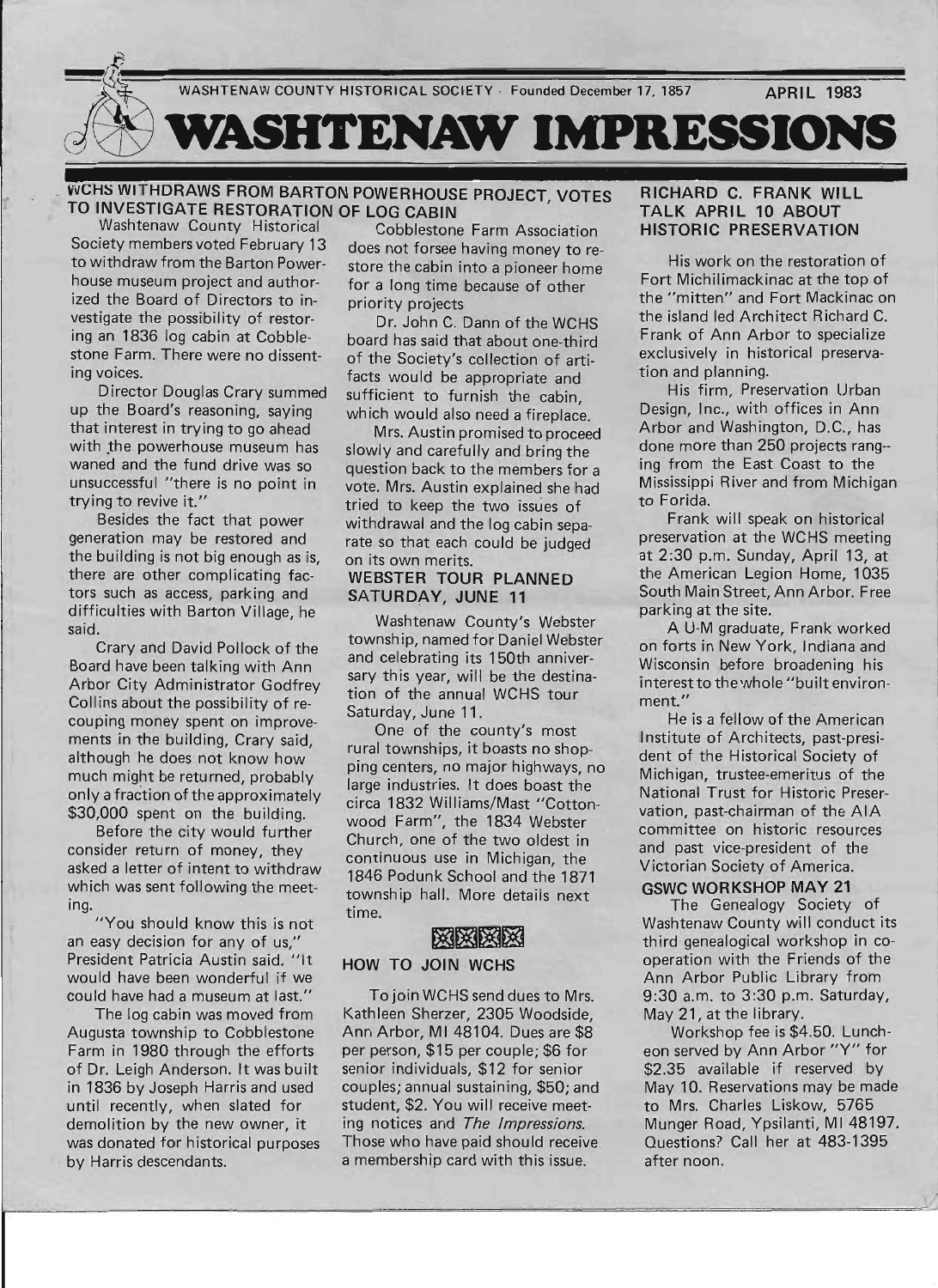WASHTENAW COUNTY HISTORICAL SOCIETY · Founded December 17, 1857 APRIL 1983

# WASHTENAW IMPRESSIONS

## WCHS WITHDRAWS FROM BARTON POWERHOUSE PROJECT, VOTES TO INVESTIGATE RESTORATION OF LOG CABIN

Washtenaw County Historical Society members voted February 13 to withdraw from the Barton Powerhouse museum project and authorized the Board of Directors to investigate the possibility of restoring an 1836 log cabin at Cobblestone Farm. There were no dissenting voices.

Director Douglas Crary summed up the Board's reasoning, saying that interest in trying to go ahead with the powerhouse museum has waned and the fund drive was so unsuccessful "there is no point in trying to revive it."

Besides the fact that power generation may be restored and the building is not big enough as is, there are other complicating factors such as access, parking and difficulties with Barton Village, he said.

Crary and David Pollock of the Board have been talking with Ann Arbor City Administrator Godfrey Collins about the possibility of recouping money spent on improvements in the building, Crary said, although he does not know how much might be returned, probably only a fraction of the approximately $30,000 spent on the building.

Before the city would further consider return of money, they asked a letter of intent to withdraw which was sent following the meeting.

"You should know this is not an easy decision for any of us," President Patricia Austin said. "It would have been wonderful if we could have had a museum at last."

The log cabin was moved from Augusta township to Cobblestone Farm in 1980 through the efforts of Dr. Leigh Anderson. It was built in 1836 by Joseph Harris and used until recently, when slated for demolition by the new owner, it was donated for historical purposes by Harris descendants.

Cobblestone Farm Association does not forsee having money to restore the cabin into a pioneer home for a long time because of other priority projects

Dr. John C. Dann of the WCHS board has said that about one-third of the Society's collection of artifacts would be appropriate and sufficient to furnish the cabin, which would also need a fireplace.

Mrs. Austin promised to proceed slowly and carefully and bring the question back to the members for a vote. Mrs. Austin explained she had tried to keep the two issues of withdrawal and the log cabin separate so that each could be judged on its own merits.

## WEBSTER TOUR PLANNED SATURDAY, JUNE 11

Washtenaw County's Webster township, named for Daniel Webster and celebrating its 150th anniversary this year, will be the destination of the annual WCHS tour Saturday, June 11.

One of the county's most rural townships, it boasts no shopping centers, no major highways, no large industries. It does boast the circa 1832 Williams/Mast "Cottonwood Farm", the 1834 Webster Church, one of the two oldest in continuous use in Michigan, the 1846 Podunk School and the 1871 township hall. More details next time.

## HOW TO JOIN WCHS

To join WCHS send dues to Mrs. Kathleen Sherzer, 2305 Woodside, Ann Arbor, MI 48104. Dues are $8 per person, $15 per couple; $6 for senior individuals, $12 for senior couples; annual sustaining, $50; and student, $2. You will receive meeting notices and *The Impressions*. Those who have paid should receive a membership card with this issue.

## RICHARD C. FRANK WILL TALK APRIL 10 ABOUT HISTORIC PRESERVATION

His work on the restoration of Fort Michilimackinac at the top of the "mitten" and Fort Mackinac on the island led Architect Richard C. Frank of Ann Arbor to specialize exclusively in historical preservation and planning.

His firm, Preservation Urban Design, Inc., with offices in Ann Arbor and Washington, D.C., has done more than 250 projects ranging from the East Coast to the Mississippi River and from Michigan to Forida.

Frank will speak on historical preservation at the WCHS meeting at 2:30 p.m. Sunday, April 13, at the American Legion Home, 1035 South Main Street, Ann Arbor. Free parking at the site.

A U-M graduate, Frank worked on forts in New York, Indiana and Wisconsin before broadening his interest to the whole "built environment."

He is a fellow of the American Institute of Architects, past-president of the Historical Society of Michigan, trustee-emeritus of the National Trust for Historic Preservation, past-chairman of the AIA committee on historic resources and past vice-president of the Victorian Society of America.

## GSWC WORKSHOP MAY 21

The Genealogy Society of Washtenaw County will conduct its third genealogical workshop in cooperation with the Friends of the Ann Arbor Public Library from 9:30 a.m. to 3:30 p.m. Saturday, May 21, at the library.

Workshop fee is $4.50. Luncheon served by Ann Arbor "Y" for $2.35 available if reserved by May 10. Reservations may be made to Mrs. Charles Liskow, 5765 Munger Road, Ypsilanti, MI 48197. Questions? Call her at 483-1395 after noon.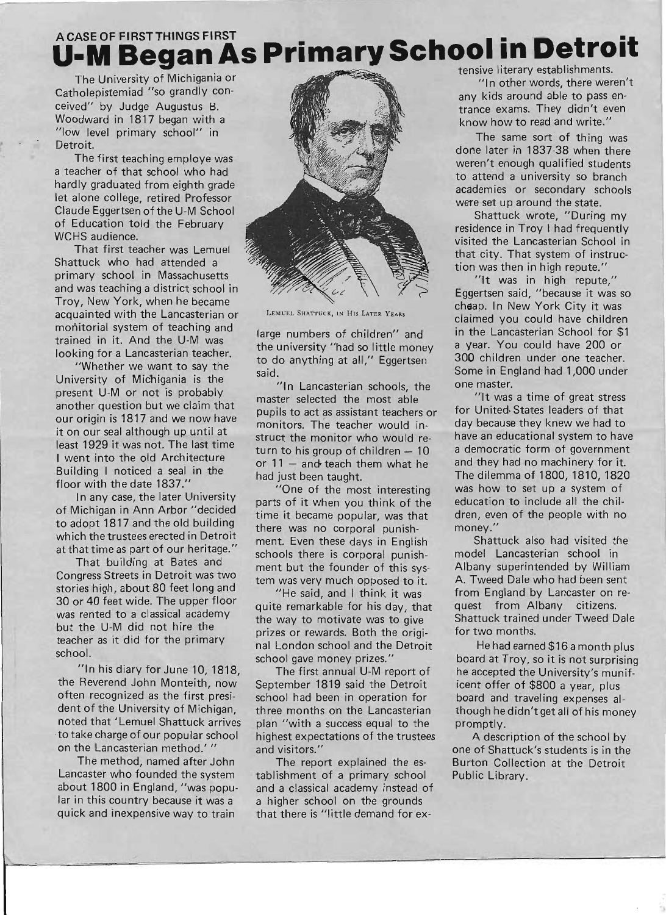A CASE OF FIRST THINGS FIRST

# U-M Began As Primary School in Detroit

The University of Michigania or Catholepistemiad "so grandly conceived" by Judge Augustus B. Woodward in 1817 began with a "low level primary school" in Detroit.

The first teaching employe was a teacher of that school who had hardly graduated from eighth grade let alone college, retired Professor Claude Eggertsen of the U-M School of Education told the February WCHS audience.

That first teacher was Lemuel Shattuck who had attended a primary school in Massachusetts and was teaching a district school in Troy, New York, when he became acquainted with the Lancasterian or monitorial system of teaching and trained in it. And the U-M was looking for a Lancasterian teacher.

"Whether we want to say the University of Michigania is the present U-M or not is probably another question but we claim that our origin is 1817 and we now have it on our seal although up until at least 1929 it was not. The last time I went into the old Architecture Building I noticed a seal in the floor with the date 1837."

In any case, the later University of Michigan in Ann Arbor "decided to adopt 1817 and the old building which the trustees erected in Detroit at that time as part of our heritage."

That building at Bates and Congress Streets in Detroit was two stories high, about 80 feet long and 30 or 40 feet wide. The upper floor was rented to a classical academy but the U-M did not hire the teacher as it did for the primary school.

"In his diary for June 10, 1818, the Reverend John Monteith, now often recognized as the first president of the University of Michigan, noted that 'Lemuel Shattuck arrives to take charge of our popular school on the Lancasterian method.' "

The method, named after John Lancaster who founded the system about 1800 in England, "was popular in this country because it was a quick and inexpensive way to train large numbers of children" and the university "had so little money to do anything at all," Eggertsen said.

LEMUEL SHATTUCK, IN HIS LATER YEARS

"In Lancasterian schools, the master selected the most able pupils to act as assistant teachers or monitors. The teacher would instruct the monitor who would return to his group of children — 10 or 11 — and teach them what he had just been taught.

"One of the most interesting parts of it when you think of the time it became popular, was that there was no corporal punishment. Even these days in English schools there is corporal punishment but the founder of this system was very much opposed to it.

"He said, and I think it was quite remarkable for his day, that the way to motivate was to give prizes or rewards. Both the original London school and the Detroit school gave money prizes."

The first annual U-M report of September 1819 said the Detroit school had been in operation for three months on the Lancasterian plan "with a success equal to the highest expectations of the trustees and visitors."

The report explained the establishment of a primary school and a classical academy instead of a higher school on the grounds that there is "little demand for extensive literary establishments.

"In other words, there weren't any kids around able to pass entrance exams. They didn't even know how to read and write."

The same sort of thing was done later in 1837-38 when there weren't enough qualified students to attend a university so branch academies or secondary schools were set up around the state.

Shattuck wrote, "During my residence in Troy I had frequently visited the Lancasterian School in that city. That system of instruction was then in high repute."

"It was in high repute," Eggertsen said, "because it was so cheap. In New York City it was claimed you could have children in the Lancasterian School for $1 a year. You could have 200 or 300 children under one teacher. Some in England had 1,000 under one master.

"It was a time of great stress for United States leaders of that day because they knew we had to have an educational system to have a democratic form of government and they had no machinery for it. The dilemma of 1800, 1810, 1820 was how to set up a system of education to include all the children, even of the people with no money."

Shattuck also had visited the model Lancasterian school in Albany superintended by William A. Tweed Dale who had been sent from England by Lancaster on request from Albany citizens. Shattuck trained under Tweed Dale for two months.

He had earned $16 a month plus board at Troy, so it is not surprising he accepted the University's munificent offer of $800 a year, plus board and traveling expenses although he didn't get all of his money promptly.

A description of the school by one of Shattuck's students is in the Burton Collection at the Detroit Public Library.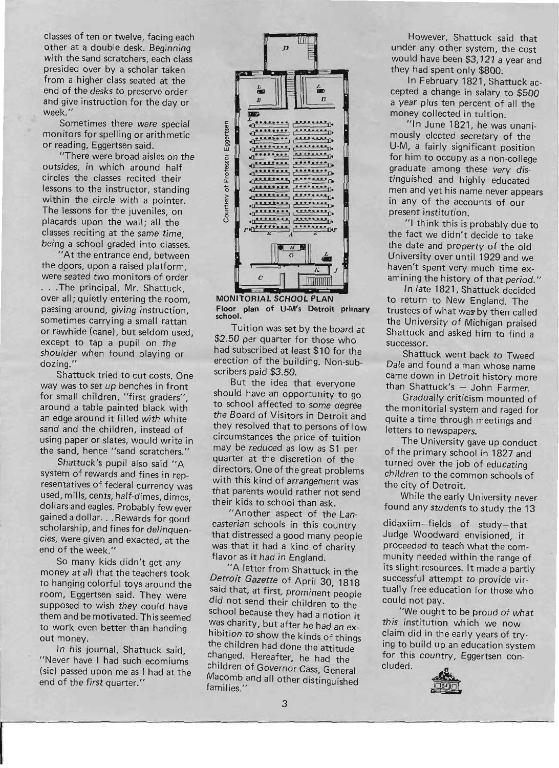classes of ten or twelve, facing each other at a double desk. Beginning with the sand scratchers, each class presided over by a scholar taken from a higher class seated at the end of the desks to preserve order and give instruction for the day or week."

Sometimes there were special monitors for spelling or arithmetic or reading, Eggertsen said.

"There were broad aisles on the outsides, in which around half circles the classes recited their lessons to the instructor, standing within the circle with a pointer. The lessons for the juveniles, on placards upon the wall; all the classes reciting at the same time, being a school graded into classes.

"At the entrance end, between the doors, upon a raised platform, were seated two monitors of order . . .The principal, Mr. Shattuck, over all; quietly entering the room, passing around, giving instruction, sometimes carrying a small rattan or rawhide (cane), but seldom used, except to tap a pupil on the shoulder when found playing or dozing."

Shattuck tried to cut costs. One way was to set up benches in front for small children, "first graders", around a table painted black with an edge around it filled with white sand and the children, instead of using paper or slates, would write in the sand, hence "sand scratchers."

Shattuck's pupil also said "A system of rewards and fines in representatives of federal currency was used, mills, cents, half-dimes, dimes, dollars and eagles. Probably few ever gained a dollar. . .Rewards for good scholarship, and fines for delinquencies, were given and exacted, at the end of the week."

So many kids didn't get any money at all that the teachers took to hanging colorful toys around the room, Eggertsen said. They were supposed to wish they could have them and be motivated. This seemed to work even better than handing out money.

In his journal, Shattuck said, "Never have I had such ecomiums (sic) passed upon me as I had at the end of the first quarter."

Courtesy of Professor Eggertsen

**MONITORIAL SCHOOL PLAN**
Floor plan of U-M's Detroit primary school.

Tuition was set by the board at $2.50 per quarter for those who had subscribed at least $10 for the erection of the building. Non-subscribers paid $3.50.

But the idea that everyone should have an opportunity to go to school affected to some degree the Board of Visitors in Detroit and they resolved that to persons of low circumstances the price of tuition may be reduced as low as $1 per quarter at the discretion of the directors. One of the great problems with this kind of arrangement was that parents would rather not send their kids to school than ask.

"Another aspect of the Lancasterian schools in this country that distressed a good many people was that it had a kind of charity flavor as it had in England.

"A letter from Shattuck in the *Detroit Gazette* of April 30, 1818 said that, at first, prominent people did not send their children to the school because they had a notion it was charity, but after he had an exhibition to show the kinds of things the children had done the attitude changed. Hereafter, he had the children of Governor Cass, General Macomb and all other distinguished families."

However, Shattuck said that under any other system, the cost would have been $3,121 a year and they had spent only $800.

In February 1821, Shattuck accepted a change in salary to $500 a year plus ten percent of all the money collected in tuition.

"In June 1821, he was unanimously elected secretary of the U-M, a fairly significant position for him to occupy as a non-college graduate among these very distinguished and highly educated men and yet his name never appears in any of the accounts of our present institution.

"I think this is probably due to the fact we didn't decide to take the date and property of the old University over until 1929 and we haven't spent very much time examining the history of that period."

In late 1821, Shattuck decided to return to New England. The trustees of what was by then called the University of Michigan praised Shattuck and asked him to find a successor.

Shattuck went back to Tweed Dale and found a man whose name came down in Detroit history more than Shattuck's — John Farmer.

Gradually criticism mounted of the monitorial system and raged for quite a time through meetings and letters to newspapers.

The University gave up conduct of the primary school in 1827 and turned over the job of educating children to the common schools of the city of Detroit.

While the early University never found any students to study the 13 didaxiim—fields of study—that Judge Woodward envisioned, it proceeded to teach what the community needed within the range of its slight resources. It made a partly successful attempt to provide virtually free education for those who could not pay.

"We ought to be proud of what this institution which we now claim did in the early years of trying to build up an education system for this country, Eggertsen concluded.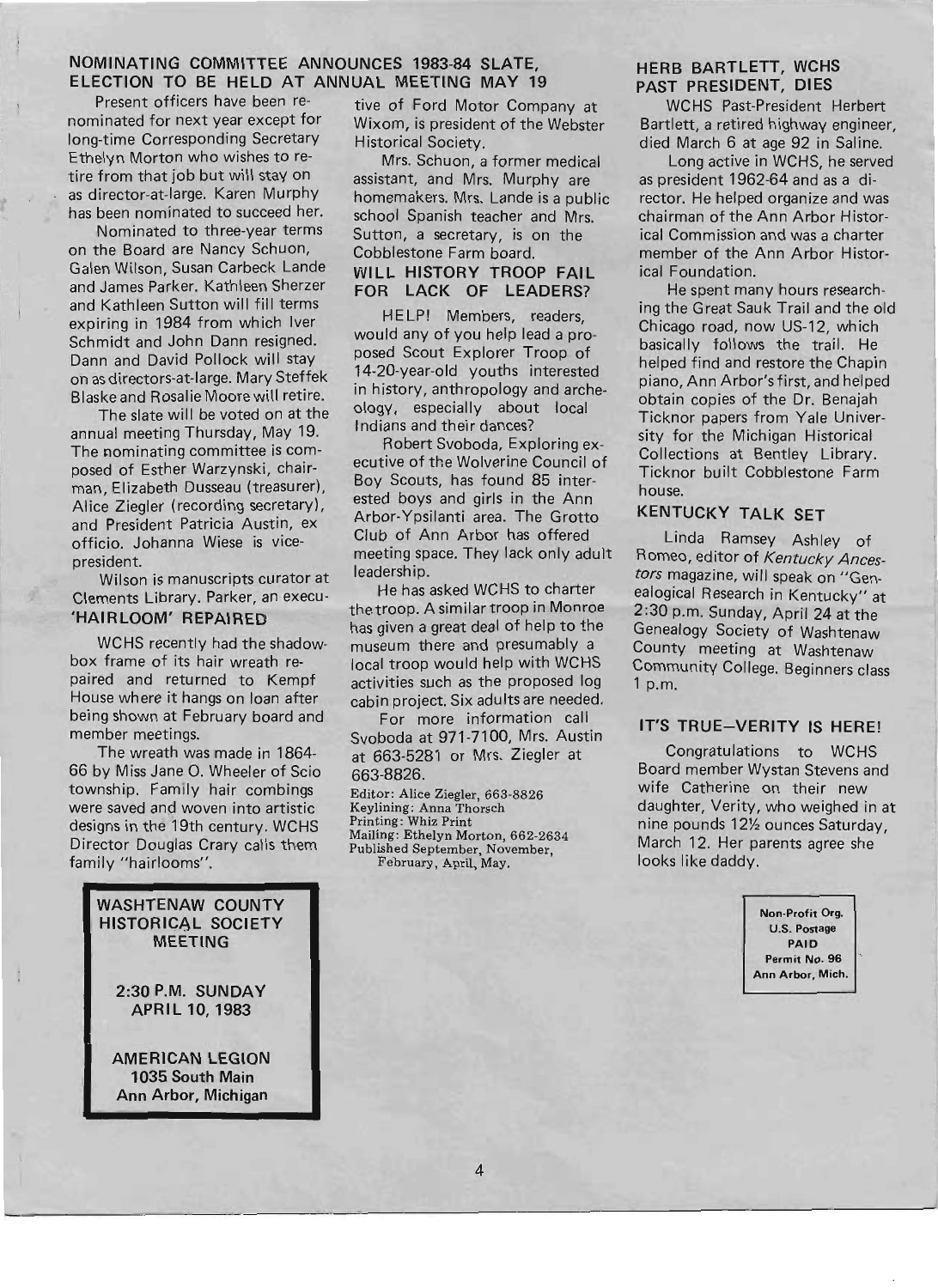## NOMINATING COMMITTEE ANNOUNCES 1983-84 SLATE, ELECTION TO BE HELD AT ANNUAL MEETING MAY 19

Present officers have been renominated for next year except for long-time Corresponding Secretary Ethelyn Morton who wishes to retire from that job but will stay on as director-at-large. Karen Murphy has been nominated to succeed her.

Nominated to three-year terms on the Board are Nancy Schuon, Galen Wilson, Susan Carbeck Lande and James Parker. Kathleen Sherzer and Kathleen Sutton will fill terms expiring in 1984 from which Iver Schmidt and John Dann resigned. Dann and David Pollock will stay on as directors-at-large. Mary Steffek Blaske and Rosalie Moore will retire.

The slate will be voted on at the annual meeting Thursday, May 19. The nominating committee is composed of Esther Warzynski, chairman, Elizabeth Dusseau (treasurer), Alice Ziegler (recording secretary), and President Patricia Austin, ex officio. Johanna Wiese is vice-president.

Wilson is manuscripts curator at Clements Library. Parker, an executive of Ford Motor Company at Wixom, is president of the Webster Historical Society.

Mrs. Schuon, a former medical assistant, and Mrs. Murphy are homemakers. Mrs. Lande is a public school Spanish teacher and Mrs. Sutton, a secretary, is on the Cobblestone Farm board.

## 'HAIRLOOM' REPAIRED

WCHS recently had the shadowbox frame of its hair wreath repaired and returned to Kempf House where it hangs on loan after being shown at February board and member meetings.

The wreath was made in 1864-66 by Miss Jane O. Wheeler of Scio township. Family hair combings were saved and woven into artistic designs in the 19th century. WCHS Director Douglas Crary calls them family "hairlooms".

**WASHTENAW COUNTY HISTORICAL SOCIETY MEETING**

**2:30 P.M. SUNDAY APRIL 10, 1983**

**AMERICAN LEGION**
**1035 South Main**
**Ann Arbor, Michigan**

## WILL HISTORY TROOP FAIL FOR LACK OF LEADERS?

HELP! Members, readers, would any of you help lead a proposed Scout Explorer Troop of 14-20-year-old youths interested in history, anthropology and archeology, especially about local Indians and their dances?

Robert Svoboda, Exploring executive of the Wolverine Council of Boy Scouts, has found 85 interested boys and girls in the Ann Arbor-Ypsilanti area. The Grotto Club of Ann Arbor has offered meeting space. They lack only adult leadership.

He has asked WCHS to charter the troop. A similar troop in Monroe has given a great deal of help to the museum there and presumably a local troop would help with WCHS activities such as the proposed log cabin project. Six adults are needed.

For more information call Svoboda at 971-7100, Mrs. Austin at 663-5281 or Mrs. Ziegler at 663-8826.

Editor: Alice Ziegler, 663-8826
Keylining: Anna Thorsch
Printing: Whiz Print
Mailing: Ethelyn Morton, 662-2634
Published September, November, February, April, May.

## HERB BARTLETT, WCHS PAST PRESIDENT, DIES

WCHS Past-President Herbert Bartlett, a retired highway engineer, died March 6 at age 92 in Saline.

Long active in WCHS, he served as president 1962-64 and as a director. He helped organize and was chairman of the Ann Arbor Historical Commission and was a charter member of the Ann Arbor Historical Foundation.

He spent many hours researching the Great Sauk Trail and the old Chicago road, now US-12, which basically follows the trail. He helped find and restore the Chapin piano, Ann Arbor's first, and helped obtain copies of the Dr. Benajah Ticknor papers from Yale University for the Michigan Historical Collections at Bentley Library. Ticknor built Cobblestone Farm house.

## KENTUCKY TALK SET

Linda Ramsey Ashley of Romeo, editor of *Kentucky Ancestors* magazine, will speak on "Genealogical Research in Kentucky" at 2:30 p.m. Sunday, April 24 at the Genealogy Society of Washtenaw County meeting at Washtenaw Community College. Beginners class 1 p.m.

## IT'S TRUE—VERITY IS HERE!

Congratulations to WCHS Board member Wystan Stevens and wife Catherine on their new daughter, Verity, who weighed in at nine pounds 12½ ounces Saturday, March 12. Her parents agree she looks like daddy.

Non-Profit Org.
U.S. Postage
PAID
Permit No. 96
Ann Arbor, Mich.